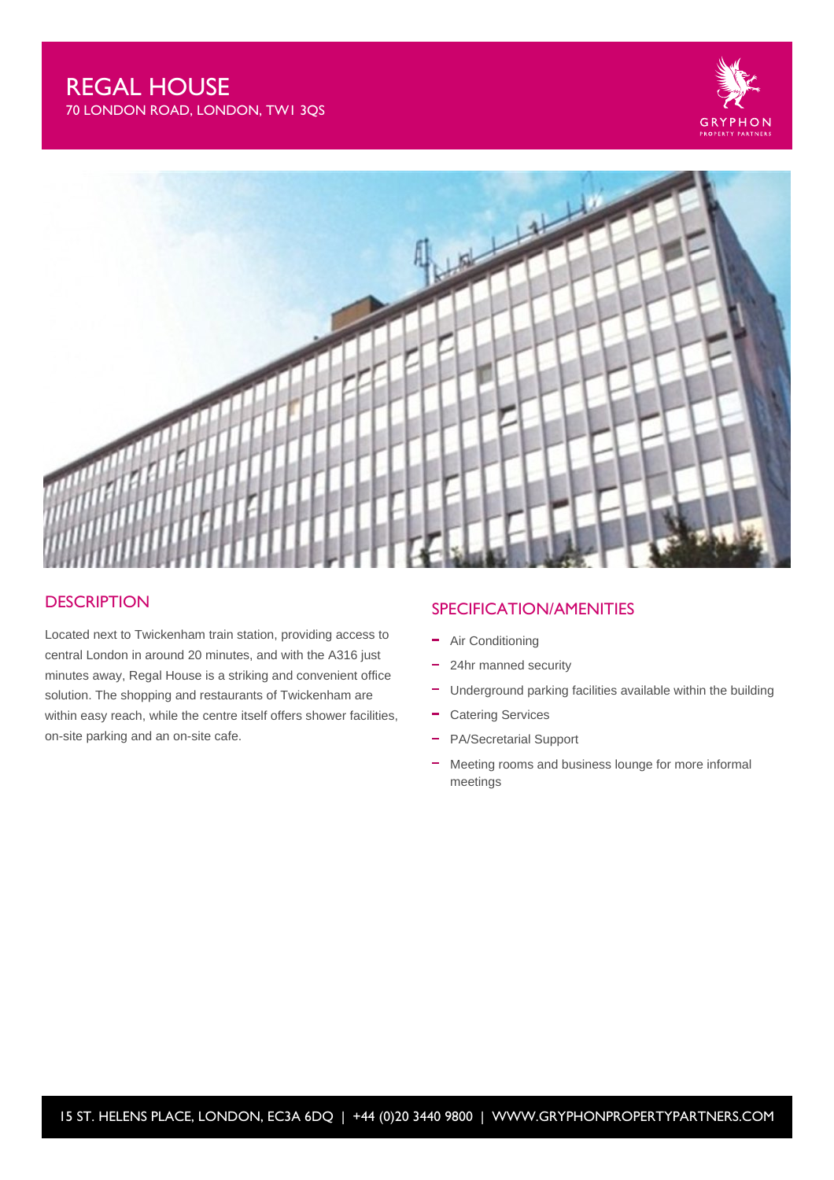# REGAL HOUSE

70 LONDON ROAD, LONDON, TW1 3QS

GRYPHON
PROPERTY PARTNERS

## DESCRIPTION

Located next to Twickenham train station, providing access to central London in around 20 minutes, and with the A316 just minutes away, Regal House is a striking and convenient office solution. The shopping and restaurants of Twickenham are within easy reach, while the centre itself offers shower facilities, on-site parking and an on-site cafe.

## SPECIFICATION/AMENITIES

- Air Conditioning
- 24hr manned security
- Underground parking facilities available within the building
- Catering Services
- PA/Secretarial Support
- Meeting rooms and business lounge for more informal meetings

15 ST. HELENS PLACE, LONDON, EC3A 6DQ | +44 (0)20 3440 9800 | WWW.GRYPHONPROPERTYPARTNERS.COM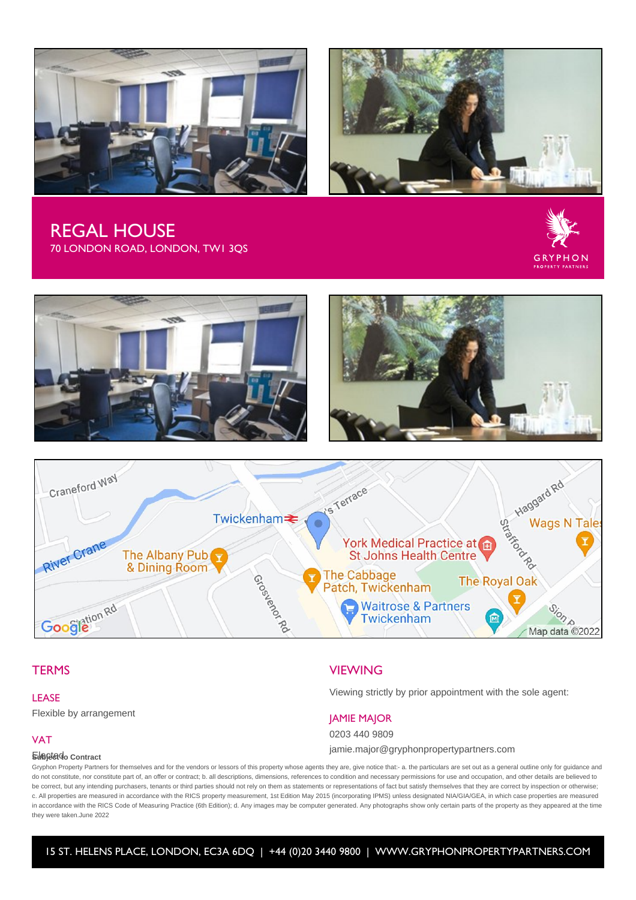# REGAL HOUSE

70 LONDON ROAD, LONDON, TW1 3QS

GRYPHON
PROPERTY PARTNERS

Craneford Way
River Crane
Twickenham
's Terrace
Haggard Rd
Wags N Tales
Strafford Rd
York Medical Practice at St Johns Health Centre
The Albany Pub & Dining Room
Grosvenor Rd
The Cabbage Patch, Twickenham
The Royal Oak
Waitrose & Partners Twickenham
Station Rd
Sion R
Google
Map data ©2022

## TERMS

### LEASE

Flexible by arrangement

### VAT

Elected

**Subject to Contract**

## VIEWING

Viewing strictly by prior appointment with the sole agent:

### JAMIE MAJOR

0203 440 9809

jamie.major@gryphonpropertypartners.com

Gryphon Property Partners for themselves and for the vendors or lessors of this property whose agents they are, give notice that:- a. the particulars are set out as a general outline only for guidance and do not constitute, nor constitute part of, an offer or contract; b. all descriptions, dimensions, references to condition and necessary permissions for use and occupation, and other details are believed to be correct, but any intending purchasers, tenants or third parties should not rely on them as statements or representations of fact but satisfy themselves that they are correct by inspection or otherwise; c. All properties are measured in accordance with the RICS property measurement, 1st Edition May 2015 (incorporating IPMS) unless designated NIA/GIA/GEA, in which case properties are measured in accordance with the RICS Code of Measuring Practice (6th Edition); d. Any images may be computer generated. Any photographs show only certain parts of the property as they appeared at the time they were taken.June 2022

15 ST. HELENS PLACE, LONDON, EC3A 6DQ | +44 (0)20 3440 9800 | WWW.GRYPHONPROPERTYPARTNERS.COM